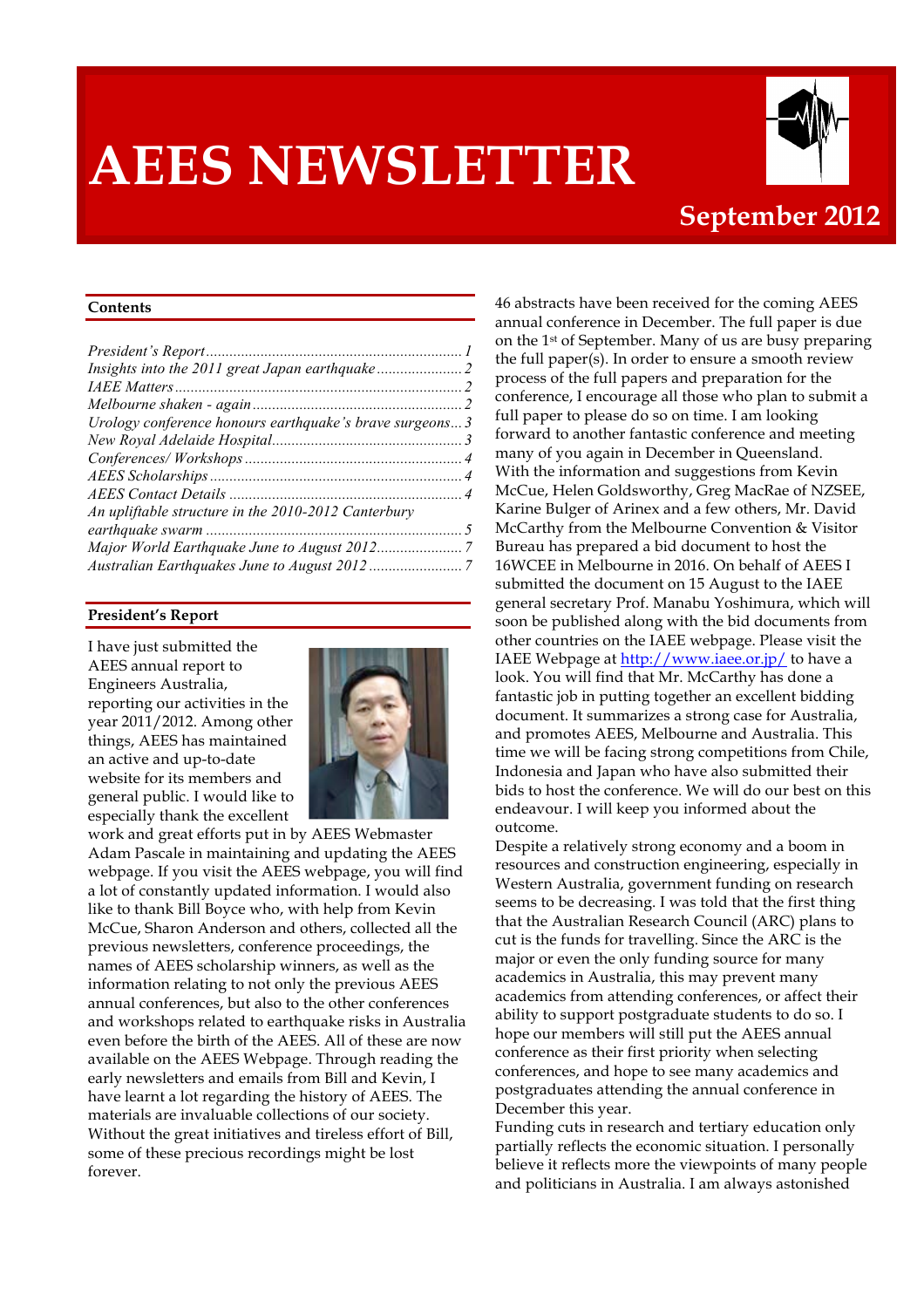# AEES NEWSLETTER

## September 2012

### Contents

*President's Report* ........ 1
*Insights into the 2011 great Japan earthquake* ........ 2
*IAEE Matters* ........ 2
*Melbourne shaken - again* ........ 2
*Urology conference honours earthquake's brave surgeons* ... 3
*New Royal Adelaide Hospital* ........ 3
*Conferences/ Workshops* ........ 4
*AEES Scholarships* ........ 4
*AEES Contact Details* ........ 4
*An upliftable structure in the 2010-2012 Canterbury earthquake swarm* ........ 5
*Major World Earthquake June to August 2012* ........ 7
*Australian Earthquakes June to August 2012* ........ 7

### President's Report

I have just submitted the AEES annual report to Engineers Australia, reporting our activities in the year 2011/2012. Among other things, AEES has maintained an active and up-to-date website for its members and general public. I would like to especially thank the excellent work and great efforts put in by AEES Webmaster Adam Pascale in maintaining and updating the AEES webpage. If you visit the AEES webpage, you will find a lot of constantly updated information. I would also like to thank Bill Boyce who, with help from Kevin McCue, Sharon Anderson and others, collected all the previous newsletters, conference proceedings, the names of AEES scholarship winners, as well as the information relating to not only the previous AEES annual conferences, but also to the other conferences and workshops related to earthquake risks in Australia even before the birth of the AEES. All of these are now available on the AEES Webpage. Through reading the early newsletters and emails from Bill and Kevin, I have learnt a lot regarding the history of AEES. The materials are invaluable collections of our society. Without the great initiatives and tireless effort of Bill, some of these precious recordings might be lost forever.

46 abstracts have been received for the coming AEES annual conference in December. The full paper is due on the 1st of September. Many of us are busy preparing the full paper(s). In order to ensure a smooth review process of the full papers and preparation for the conference, I encourage all those who plan to submit a full paper to please do so on time. I am looking forward to another fantastic conference and meeting many of you again in December in Queensland.

With the information and suggestions from Kevin McCue, Helen Goldsworthy, Greg MacRae of NZSEE, Karine Bulger of Arinex and a few others, Mr. David McCarthy from the Melbourne Convention & Visitor Bureau has prepared a bid document to host the 16WCEE in Melbourne in 2016. On behalf of AEES I submitted the document on 15 August to the IAEE general secretary Prof. Manabu Yoshimura, which will soon be published along with the bid documents from other countries on the IAEE webpage. Please visit the IAEE Webpage at http://www.iaee.or.jp/ to have a look. You will find that Mr. McCarthy has done a fantastic job in putting together an excellent bidding document. It summarizes a strong case for Australia, and promotes AEES, Melbourne and Australia. This time we will be facing strong competitions from Chile, Indonesia and Japan who have also submitted their bids to host the conference. We will do our best on this endeavour. I will keep you informed about the outcome.

Despite a relatively strong economy and a boom in resources and construction engineering, especially in Western Australia, government funding on research seems to be decreasing. I was told that the first thing that the Australian Research Council (ARC) plans to cut is the funds for travelling. Since the ARC is the major or even the only funding source for many academics in Australia, this may prevent many academics from attending conferences, or affect their ability to support postgraduate students to do so. I hope our members will still put the AEES annual conference as their first priority when selecting conferences, and hope to see many academics and postgraduates attending the annual conference in December this year.

Funding cuts in research and tertiary education only partially reflects the economic situation. I personally believe it reflects more the viewpoints of many people and politicians in Australia. I am always astonished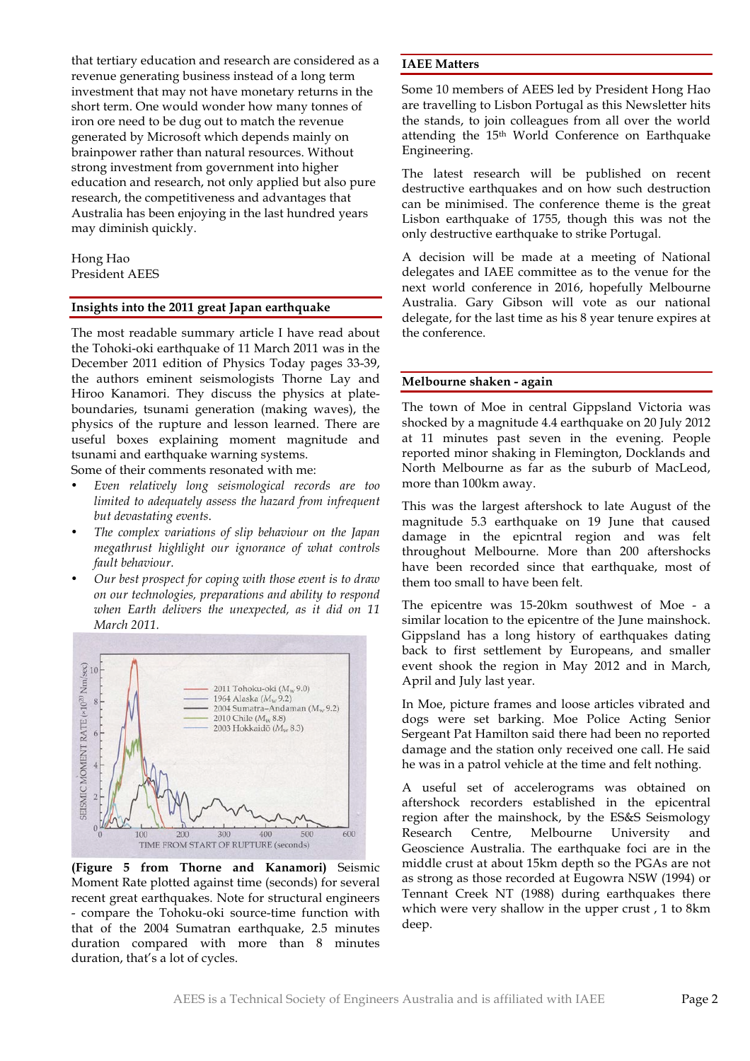that tertiary education and research are considered as a revenue generating business instead of a long term investment that may not have monetary returns in the short term. One would wonder how many tonnes of iron ore need to be dug out to match the revenue generated by Microsoft which depends mainly on brainpower rather than natural resources. Without strong investment from government into higher education and research, not only applied but also pure research, the competitiveness and advantages that Australia has been enjoying in the last hundred years may diminish quickly.

Hong Hao
President AEES

## Insights into the 2011 great Japan earthquake

The most readable summary article I have read about the Tohoki-oki earthquake of 11 March 2011 was in the December 2011 edition of Physics Today pages 33-39, the authors eminent seismologists Thorne Lay and Hiroo Kanamori. They discuss the physics at plate-boundaries, tsunami generation (making waves), the physics of the rupture and lesson learned. There are useful boxes explaining moment magnitude and tsunami and earthquake warning systems.

Some of their comments resonated with me:

- *Even relatively long seismological records are too limited to adequately assess the hazard from infrequent but devastating events.*
- *The complex variations of slip behaviour on the Japan megathrust highlight our ignorance of what controls fault behaviour.*
- *Our best prospect for coping with those event is to draw on our technologies, preparations and ability to respond when Earth delivers the unexpected, as it did on 11 March 2011.*

**(Figure 5 from Thorne and Kanamori)** Seismic Moment Rate plotted against time (seconds) for several recent great earthquakes. Note for structural engineers - compare the Tohoku-oki source-time function with that of the 2004 Sumatran earthquake, 2.5 minutes duration compared with more than 8 minutes duration, that's a lot of cycles.

## IAEE Matters

Some 10 members of AEES led by President Hong Hao are travelling to Lisbon Portugal as this Newsletter hits the stands, to join colleagues from all over the world attending the 15th World Conference on Earthquake Engineering.

The latest research will be published on recent destructive earthquakes and on how such destruction can be minimised. The conference theme is the great Lisbon earthquake of 1755, though this was not the only destructive earthquake to strike Portugal.

A decision will be made at a meeting of National delegates and IAEE committee as to the venue for the next world conference in 2016, hopefully Melbourne Australia. Gary Gibson will vote as our national delegate, for the last time as his 8 year tenure expires at the conference.

## Melbourne shaken - again

The town of Moe in central Gippsland Victoria was shocked by a magnitude 4.4 earthquake on 20 July 2012 at 11 minutes past seven in the evening. People reported minor shaking in Flemington, Docklands and North Melbourne as far as the suburb of MacLeod, more than 100km away.

This was the largest aftershock to late August of the magnitude 5.3 earthquake on 19 June that caused damage in the epicntral region and was felt throughout Melbourne. More than 200 aftershocks have been recorded since that earthquake, most of them too small to have been felt.

The epicentre was 15-20km southwest of Moe - a similar location to the epicentre of the June mainshock. Gippsland has a long history of earthquakes dating back to first settlement by Europeans, and smaller event shook the region in May 2012 and in March, April and July last year.

In Moe, picture frames and loose articles vibrated and dogs were set barking. Moe Police Acting Senior Sergeant Pat Hamilton said there had been no reported damage and the station only received one call. He said he was in a patrol vehicle at the time and felt nothing.

A useful set of accelerograms was obtained on aftershock recorders established in the epicentral region after the mainshock, by the ES&S Seismology Research Centre, Melbourne University and Geoscience Australia. The earthquake foci are in the middle crust at about 15km depth so the PGAs are not as strong as those recorded at Eugowra NSW (1994) or Tennant Creek NT (1988) during earthquakes there which were very shallow in the upper crust , 1 to 8km deep.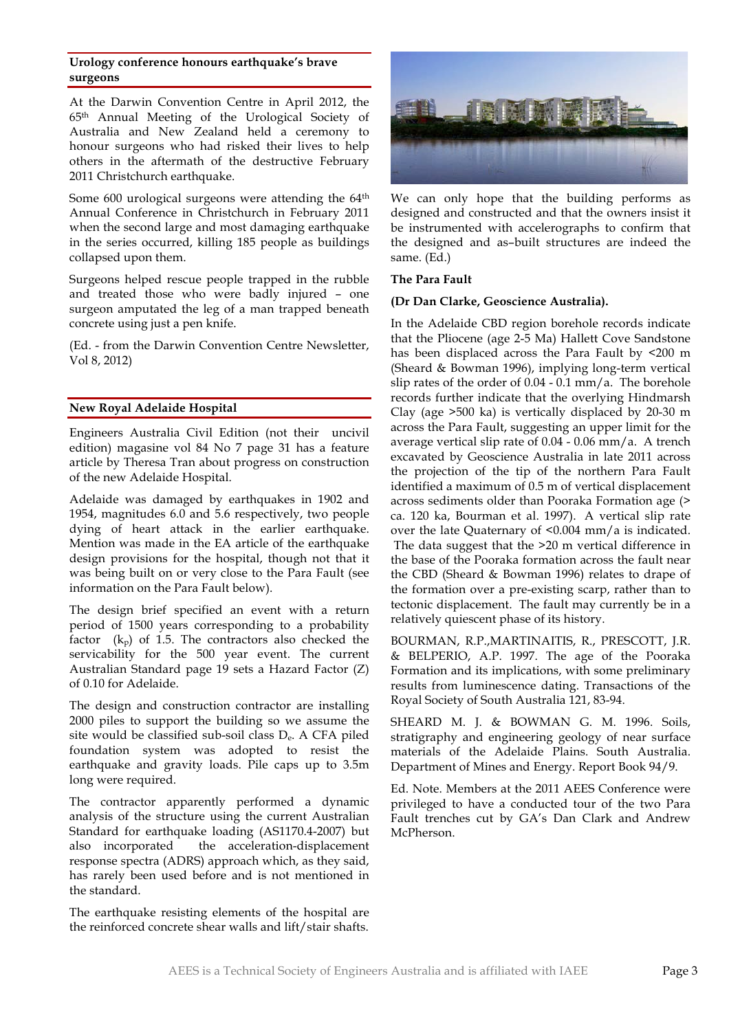## Urology conference honours earthquake's brave surgeons

At the Darwin Convention Centre in April 2012, the 65th Annual Meeting of the Urological Society of Australia and New Zealand held a ceremony to honour surgeons who had risked their lives to help others in the aftermath of the destructive February 2011 Christchurch earthquake.

Some 600 urological surgeons were attending the 64th Annual Conference in Christchurch in February 2011 when the second large and most damaging earthquake in the series occurred, killing 185 people as buildings collapsed upon them.

Surgeons helped rescue people trapped in the rubble and treated those who were badly injured – one surgeon amputated the leg of a man trapped beneath concrete using just a pen knife.

(Ed. - from the Darwin Convention Centre Newsletter, Vol 8, 2012)

## New Royal Adelaide Hospital

Engineers Australia Civil Edition (not their uncivil edition) magasine vol 84 No 7 page 31 has a feature article by Theresa Tran about progress on construction of the new Adelaide Hospital.

Adelaide was damaged by earthquakes in 1902 and 1954, magnitudes 6.0 and 5.6 respectively, two people dying of heart attack in the earlier earthquake. Mention was made in the EA article of the earthquake design provisions for the hospital, though not that it was being built on or very close to the Para Fault (see information on the Para Fault below).

The design brief specified an event with a return period of 1500 years corresponding to a probability factor ($k_p$) of 1.5. The contractors also checked the servicability for the 500 year event. The current Australian Standard page 19 sets a Hazard Factor (Z) of 0.10 for Adelaide.

The design and construction contractor are installing 2000 piles to support the building so we assume the site would be classified sub-soil class $D_e$. A CFA piled foundation system was adopted to resist the earthquake and gravity loads. Pile caps up to 3.5m long were required.

The contractor apparently performed a dynamic analysis of the structure using the current Australian Standard for earthquake loading (AS1170.4-2007) but also incorporated the acceleration-displacement response spectra (ADRS) approach which, as they said, has rarely been used before and is not mentioned in the standard.

The earthquake resisting elements of the hospital are the reinforced concrete shear walls and lift/stair shafts.

We can only hope that the building performs as designed and constructed and that the owners insist it be instrumented with accelerographs to confirm that the designed and as–built structures are indeed the same. (Ed.)

## The Para Fault

**(Dr Dan Clarke, Geoscience Australia).**

In the Adelaide CBD region borehole records indicate that the Pliocene (age 2-5 Ma) Hallett Cove Sandstone has been displaced across the Para Fault by <200 m (Sheard & Bowman 1996), implying long-term vertical slip rates of the order of 0.04 - 0.1 mm/a. The borehole records further indicate that the overlying Hindmarsh Clay (age >500 ka) is vertically displaced by 20-30 m across the Para Fault, suggesting an upper limit for the average vertical slip rate of 0.04 - 0.06 mm/a. A trench excavated by Geoscience Australia in late 2011 across the projection of the tip of the northern Para Fault identified a maximum of 0.5 m of vertical displacement across sediments older than Pooraka Formation age (> ca. 120 ka, Bourman et al. 1997). A vertical slip rate over the late Quaternary of <0.004 mm/a is indicated. The data suggest that the >20 m vertical difference in the base of the Pooraka formation across the fault near the CBD (Sheard & Bowman 1996) relates to drape of the formation over a pre-existing scarp, rather than to tectonic displacement. The fault may currently be in a relatively quiescent phase of its history.

BOURMAN, R.P.,MARTINAITIS, R., PRESCOTT, J.R. & BELPERIO, A.P. 1997. The age of the Pooraka Formation and its implications, with some preliminary results from luminescence dating. Transactions of the Royal Society of South Australia 121, 83-94.

SHEARD M. J. & BOWMAN G. M. 1996. Soils, stratigraphy and engineering geology of near surface materials of the Adelaide Plains. South Australia. Department of Mines and Energy. Report Book 94/9.

Ed. Note. Members at the 2011 AEES Conference were privileged to have a conducted tour of the two Para Fault trenches cut by GA's Dan Clark and Andrew McPherson.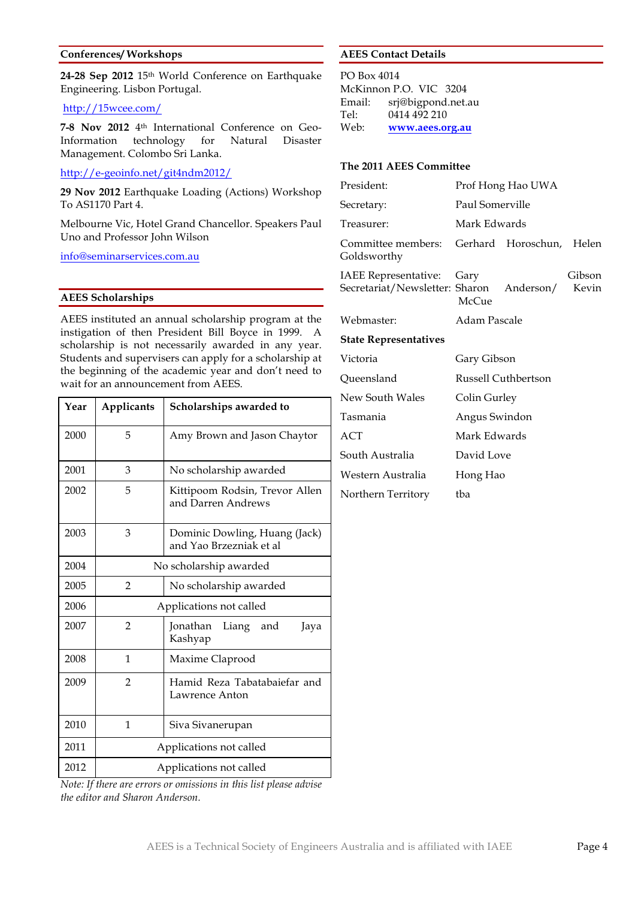## Conferences/ Workshops

**24-28 Sep 2012** 15th World Conference on Earthquake Engineering. Lisbon Portugal.

http://15wcee.com/

**7-8 Nov 2012** 4th International Conference on Geo-Information technology for Natural Disaster Management. Colombo Sri Lanka.

http://e-geoinfo.net/git4ndm2012/

**29 Nov 2012** Earthquake Loading (Actions) Workshop To AS1170 Part 4.

Melbourne Vic, Hotel Grand Chancellor. Speakers Paul Uno and Professor John Wilson

info@seminarservices.com.au

## AEES Scholarships

AEES instituted an annual scholarship program at the instigation of then President Bill Boyce in 1999. A scholarship is not necessarily awarded in any year. Students and supervisers can apply for a scholarship at the beginning of the academic year and don't need to wait for an announcement from AEES.

| Year | Applicants | Scholarships awarded to |
|---|---|---|
| 2000 | 5 | Amy Brown and Jason Chaytor |
| 2001 | 3 | No scholarship awarded |
| 2002 | 5 | Kittipoom Rodsin, Trevor Allen and Darren Andrews |
| 2003 | 3 | Dominic Dowling, Huang (Jack) and Yao Brzezniak et al |
| 2004 | No scholarship awarded | |
| 2005 | 2 | No scholarship awarded |
| 2006 | Applications not called | |
| 2007 | 2 | Jonathan Liang and Jaya Kashyap |
| 2008 | 1 | Maxime Claprood |
| 2009 | 2 | Hamid Reza Tabatabaiefar and Lawrence Anton |
| 2010 | 1 | Siva Sivanerupan |
| 2011 | Applications not called | |
| 2012 | Applications not called | |

*Note: If there are errors or omissions in this list please advise the editor and Sharon Anderson.*

## AEES Contact Details

PO Box 4014
McKinnon P.O. VIC 3204
Email: srj@bigpond.net.au
Tel: 0414 492 210
Web: **www.aees.org.au**

### The 2011 AEES Committee

| | |
|---|---|
| President: | Prof Hong Hao UWA |
| Secretary: | Paul Somerville |
| Treasurer: | Mark Edwards |
| Committee members: | Gerhard Horoschun, Helen Goldsworthy |
| IAEE Representative: | Gary Gibson |
| Secretariat/Newsletter: | Sharon Anderson/ Kevin McCue |
| Webmaster: | Adam Pascale |

### State Representatives

| | |
|---|---|
| Victoria | Gary Gibson |
| Queensland | Russell Cuthbertson |
| New South Wales | Colin Gurley |
| Tasmania | Angus Swindon |
| ACT | Mark Edwards |
| South Australia | David Love |
| Western Australia | Hong Hao |
| Northern Territory | tba |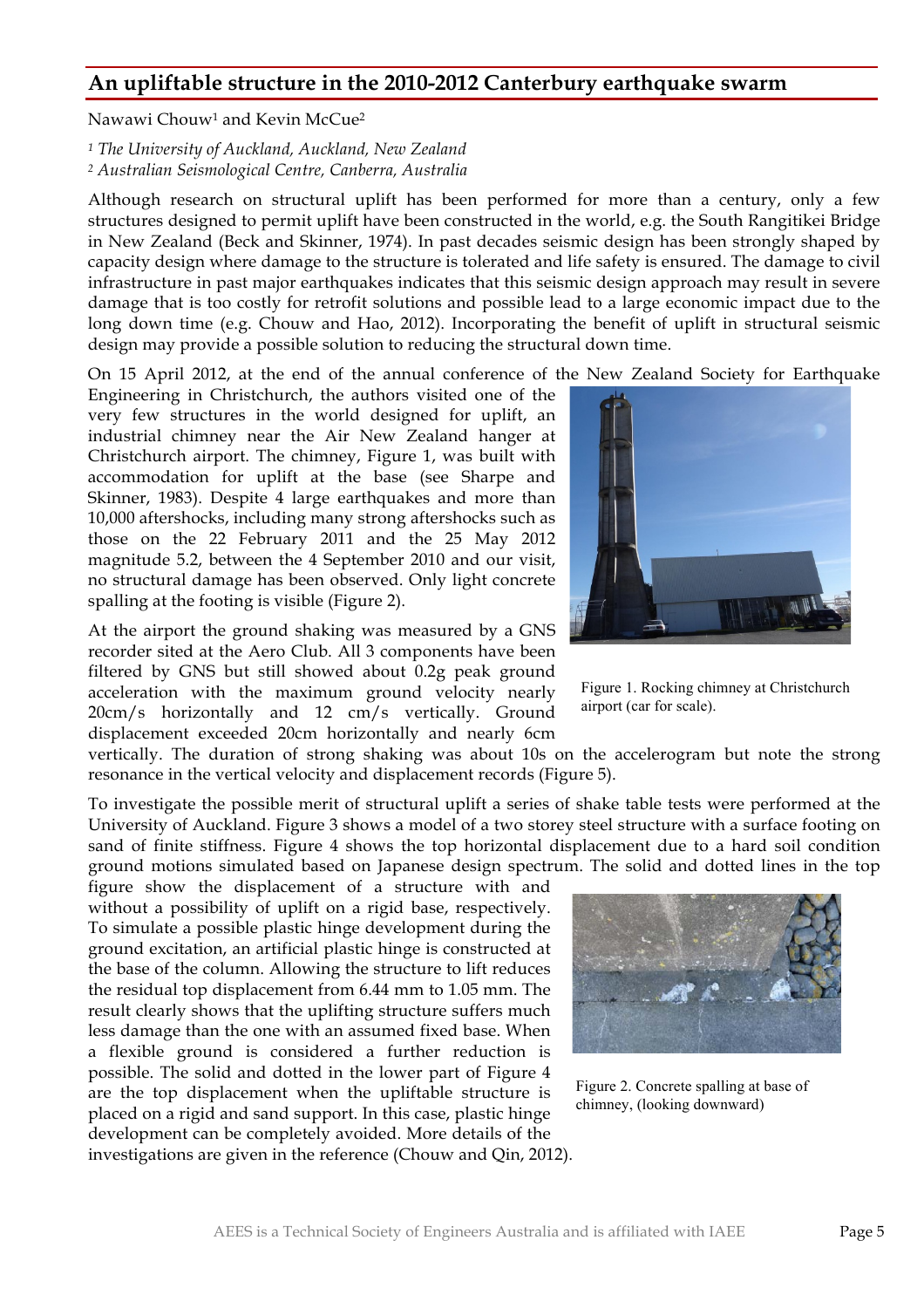## An upliftable structure in the 2010-2012 Canterbury earthquake swarm

Nawawi Chouw[1] and Kevin McCue[2]

*[1] The University of Auckland, Auckland, New Zealand*
*[2] Australian Seismological Centre, Canberra, Australia*

Although research on structural uplift has been performed for more than a century, only a few structures designed to permit uplift have been constructed in the world, e.g. the South Rangitikei Bridge in New Zealand (Beck and Skinner, 1974). In past decades seismic design has been strongly shaped by capacity design where damage to the structure is tolerated and life safety is ensured. The damage to civil infrastructure in past major earthquakes indicates that this seismic design approach may result in severe damage that is too costly for retrofit solutions and possible lead to a large economic impact due to the long down time (e.g. Chouw and Hao, 2012). Incorporating the benefit of uplift in structural seismic design may provide a possible solution to reducing the structural down time.

On 15 April 2012, at the end of the annual conference of the New Zealand Society for Earthquake Engineering in Christchurch, the authors visited one of the very few structures in the world designed for uplift, an industrial chimney near the Air New Zealand hanger at Christchurch airport. The chimney, Figure 1, was built with accommodation for uplift at the base (see Sharpe and Skinner, 1983). Despite 4 large earthquakes and more than 10,000 aftershocks, including many strong aftershocks such as those on the 22 February 2011 and the 25 May 2012 magnitude 5.2, between the 4 September 2010 and our visit, no structural damage has been observed. Only light concrete spalling at the footing is visible (Figure 2).

Figure 1. Rocking chimney at Christchurch airport (car for scale).

At the airport the ground shaking was measured by a GNS recorder sited at the Aero Club. All 3 components have been filtered by GNS but still showed about 0.2g peak ground acceleration with the maximum ground velocity nearly 20cm/s horizontally and 12 cm/s vertically. Ground displacement exceeded 20cm horizontally and nearly 6cm vertically. The duration of strong shaking was about 10s on the accelerogram but note the strong resonance in the vertical velocity and displacement records (Figure 5).

To investigate the possible merit of structural uplift a series of shake table tests were performed at the University of Auckland. Figure 3 shows a model of a two storey steel structure with a surface footing on sand of finite stiffness. Figure 4 shows the top horizontal displacement due to a hard soil condition ground motions simulated based on Japanese design spectrum. The solid and dotted lines in the top figure show the displacement of a structure with and without a possibility of uplift on a rigid base, respectively. To simulate a possible plastic hinge development during the ground excitation, an artificial plastic hinge is constructed at the base of the column. Allowing the structure to lift reduces the residual top displacement from 6.44 mm to 1.05 mm. The result clearly shows that the uplifting structure suffers much less damage than the one with an assumed fixed base. When a flexible ground is considered a further reduction is possible. The solid and dotted in the lower part of Figure 4 are the top displacement when the upliftable structure is placed on a rigid and sand support. In this case, plastic hinge development can be completely avoided. More details of the investigations are given in the reference (Chouw and Qin, 2012).

Figure 2. Concrete spalling at base of chimney, (looking downward)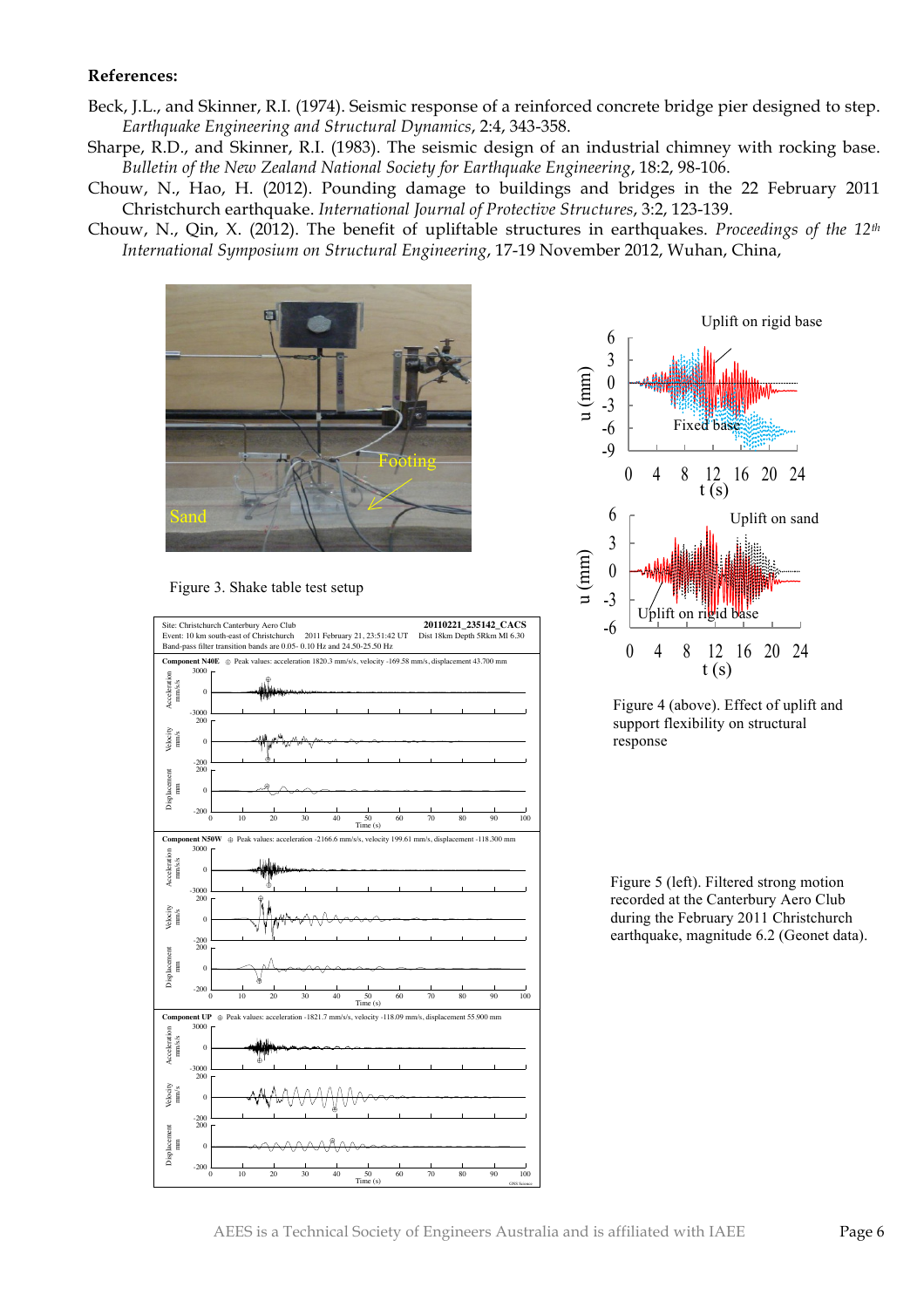**References:**

Beck, J.L., and Skinner, R.I. (1974). Seismic response of a reinforced concrete bridge pier designed to step. *Earthquake Engineering and Structural Dynamics*, 2:4, 343-358.

Sharpe, R.D., and Skinner, R.I. (1983). The seismic design of an industrial chimney with rocking base. *Bulletin of the New Zealand National Society for Earthquake Engineering*, 18:2, 98-106.

Chouw, N., Hao, H. (2012). Pounding damage to buildings and bridges in the 22 February 2011 Christchurch earthquake. *International Journal of Protective Structures*, 3:2, 123-139.

Chouw, N., Qin, X. (2012). The benefit of upliftable structures in earthquakes. *Proceedings of the 12th International Symposium on Structural Engineering*, 17-19 November 2012, Wuhan, China,

Figure 3. Shake table test setup

Figure 4 (above). Effect of uplift and support flexibility on structural response

Figure 5 (left). Filtered strong motion recorded at the Canterbury Aero Club during the February 2011 Christchurch earthquake, magnitude 6.2 (Geonet data).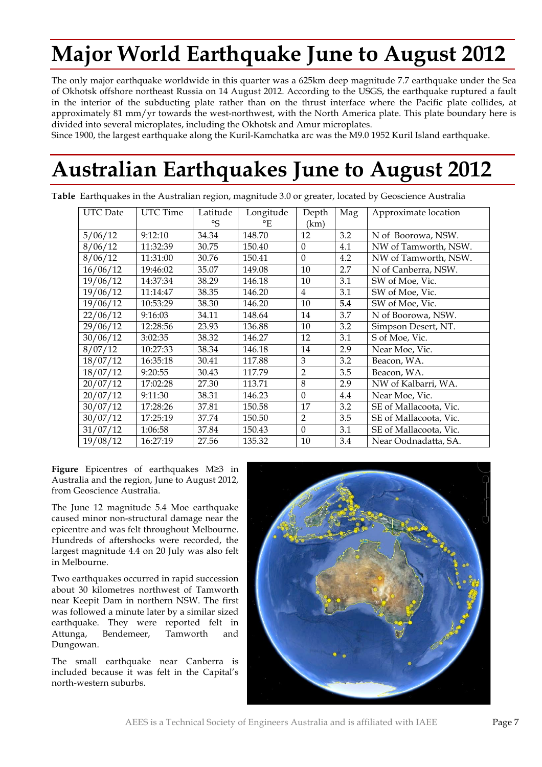// Major World Earthquake June to August 2012

The only major earthquake worldwide in this quarter was a 625km deep magnitude 7.7 earthquake under the Sea of Okhotsk offshore northeast Russia on 14 August 2012. According to the USGS, the earthquake ruptured a fault in the interior of the subducting plate rather than on the thrust interface where the Pacific plate collides, at approximately 81 mm/yr towards the west-northwest, with the North America plate. This plate boundary here is divided into several microplates, including the Okhotsk and Amur microplates.

Since 1900, the largest earthquake along the Kuril-Kamchatka arc was the M9.0 1952 Kuril Island earthquake.

# Australian Earthquakes June to August 2012

**Table** Earthquakes in the Australian region, magnitude 3.0 or greater, located by Geoscience Australia

| UTC Date | UTC Time | Latitude °S | Longitude °E | Depth (km) | Mag | Approximate location |
|---|---|---|---|---|---|---|
| 5/06/12 | 9:12:10 | 34.34 | 148.70 | 12 | 3.2 | N of Boorowa, NSW. |
| 8/06/12 | 11:32:39 | 30.75 | 150.40 | 0 | 4.1 | NW of Tamworth, NSW. |
| 8/06/12 | 11:31:00 | 30.76 | 150.41 | 0 | 4.2 | NW of Tamworth, NSW. |
| 16/06/12 | 19:46:02 | 35.07 | 149.08 | 10 | 2.7 | N of Canberra, NSW. |
| 19/06/12 | 14:37:34 | 38.29 | 146.18 | 10 | 3.1 | SW of Moe, Vic. |
| 19/06/12 | 11:14:47 | 38.35 | 146.20 | 4 | 3.1 | SW of Moe, Vic. |
| 19/06/12 | 10:53:29 | 38.30 | 146.20 | 10 | **5.4** | SW of Moe, Vic. |
| 22/06/12 | 9:16:03 | 34.11 | 148.64 | 14 | 3.7 | N of Boorowa, NSW. |
| 29/06/12 | 12:28:56 | 23.93 | 136.88 | 10 | 3.2 | Simpson Desert, NT. |
| 30/06/12 | 3:02:35 | 38.32 | 146.27 | 12 | 3.1 | S of Moe, Vic. |
| 8/07/12 | 10:27:33 | 38.34 | 146.18 | 14 | 2.9 | Near Moe, Vic. |
| 18/07/12 | 16:35:18 | 30.41 | 117.88 | 3 | 3.2 | Beacon, WA. |
| 18/07/12 | 9:20:55 | 30.43 | 117.79 | 2 | 3.5 | Beacon, WA. |
| 20/07/12 | 17:02:28 | 27.30 | 113.71 | 8 | 2.9 | NW of Kalbarri, WA. |
| 20/07/12 | 9:11:30 | 38.31 | 146.23 | 0 | 4.4 | Near Moe, Vic. |
| 30/07/12 | 17:28:26 | 37.81 | 150.58 | 17 | 3.2 | SE of Mallacoota, Vic. |
| 30/07/12 | 17:25:19 | 37.74 | 150.50 | 2 | 3.5 | SE of Mallacoota, Vic. |
| 31/07/12 | 1:06:58 | 37.84 | 150.43 | 0 | 3.1 | SE of Mallacoota, Vic. |
| 19/08/12 | 16:27:19 | 27.56 | 135.32 | 10 | 3.4 | Near Oodnadatta, SA. |

**Figure** Epicentres of earthquakes M≥3 in Australia and the region, June to August 2012, from Geoscience Australia.

The June 12 magnitude 5.4 Moe earthquake caused minor non-structural damage near the epicentre and was felt throughout Melbourne. Hundreds of aftershocks were recorded, the largest magnitude 4.4 on 20 July was also felt in Melbourne.

Two earthquakes occurred in rapid succession about 30 kilometres northwest of Tamworth near Keepit Dam in northern NSW. The first was followed a minute later by a similar sized earthquake. They were reported felt in Attunga, Bendemeer, Tamworth and Dungowan.

The small earthquake near Canberra is included because it was felt in the Capital's north-western suburbs.